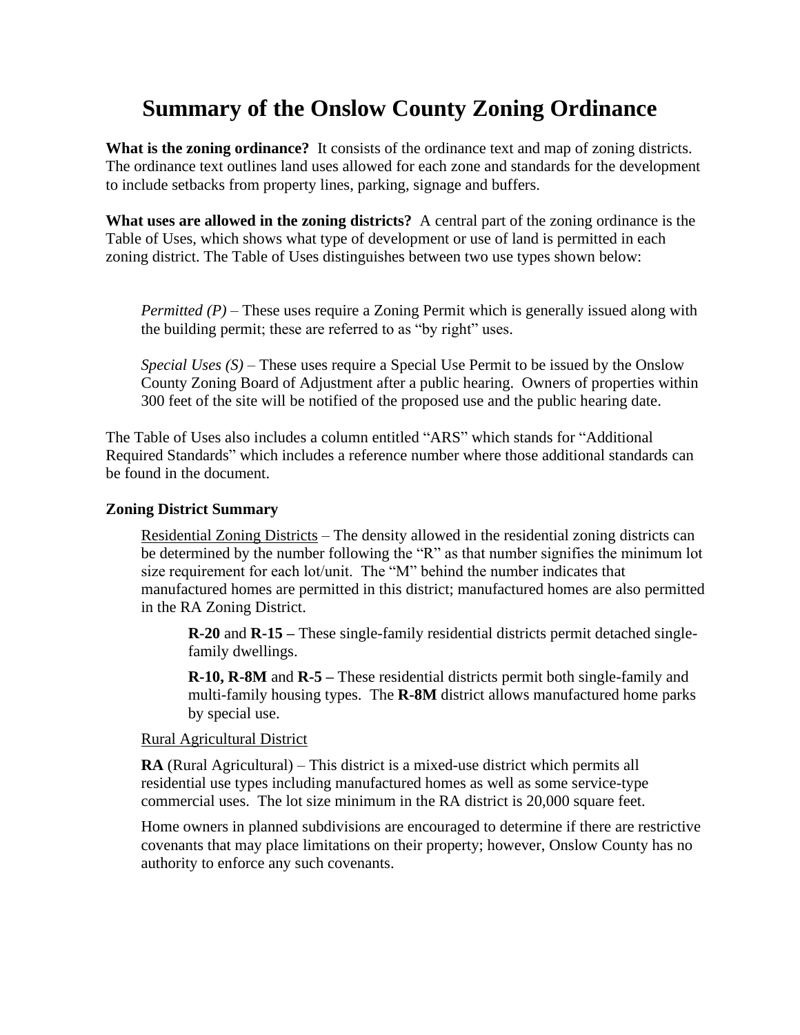# Summary of the Onslow County Zoning Ordinance

**What is the zoning ordinance?** It consists of the ordinance text and map of zoning districts. The ordinance text outlines land uses allowed for each zone and standards for the development to include setbacks from property lines, parking, signage and buffers.

**What uses are allowed in the zoning districts?** A central part of the zoning ordinance is the Table of Uses, which shows what type of development or use of land is permitted in each zoning district. The Table of Uses distinguishes between two use types shown below:

*Permitted (P)* – These uses require a Zoning Permit which is generally issued along with the building permit; these are referred to as "by right" uses.

*Special Uses (S)* – These uses require a Special Use Permit to be issued by the Onslow County Zoning Board of Adjustment after a public hearing. Owners of properties within 300 feet of the site will be notified of the proposed use and the public hearing date.

The Table of Uses also includes a column entitled "ARS" which stands for "Additional Required Standards" which includes a reference number where those additional standards can be found in the document.

### Zoning District Summary

Residential Zoning Districts – The density allowed in the residential zoning districts can be determined by the number following the "R" as that number signifies the minimum lot size requirement for each lot/unit. The "M" behind the number indicates that manufactured homes are permitted in this district; manufactured homes are also permitted in the RA Zoning District.

**R-20** and **R-15 –** These single-family residential districts permit detached single-family dwellings.

**R-10, R-8M** and **R-5 –** These residential districts permit both single-family and multi-family housing types. The **R-8M** district allows manufactured home parks by special use.

Rural Agricultural District

**RA** (Rural Agricultural) – This district is a mixed-use district which permits all residential use types including manufactured homes as well as some service-type commercial uses. The lot size minimum in the RA district is 20,000 square feet.

Home owners in planned subdivisions are encouraged to determine if there are restrictive covenants that may place limitations on their property; however, Onslow County has no authority to enforce any such covenants.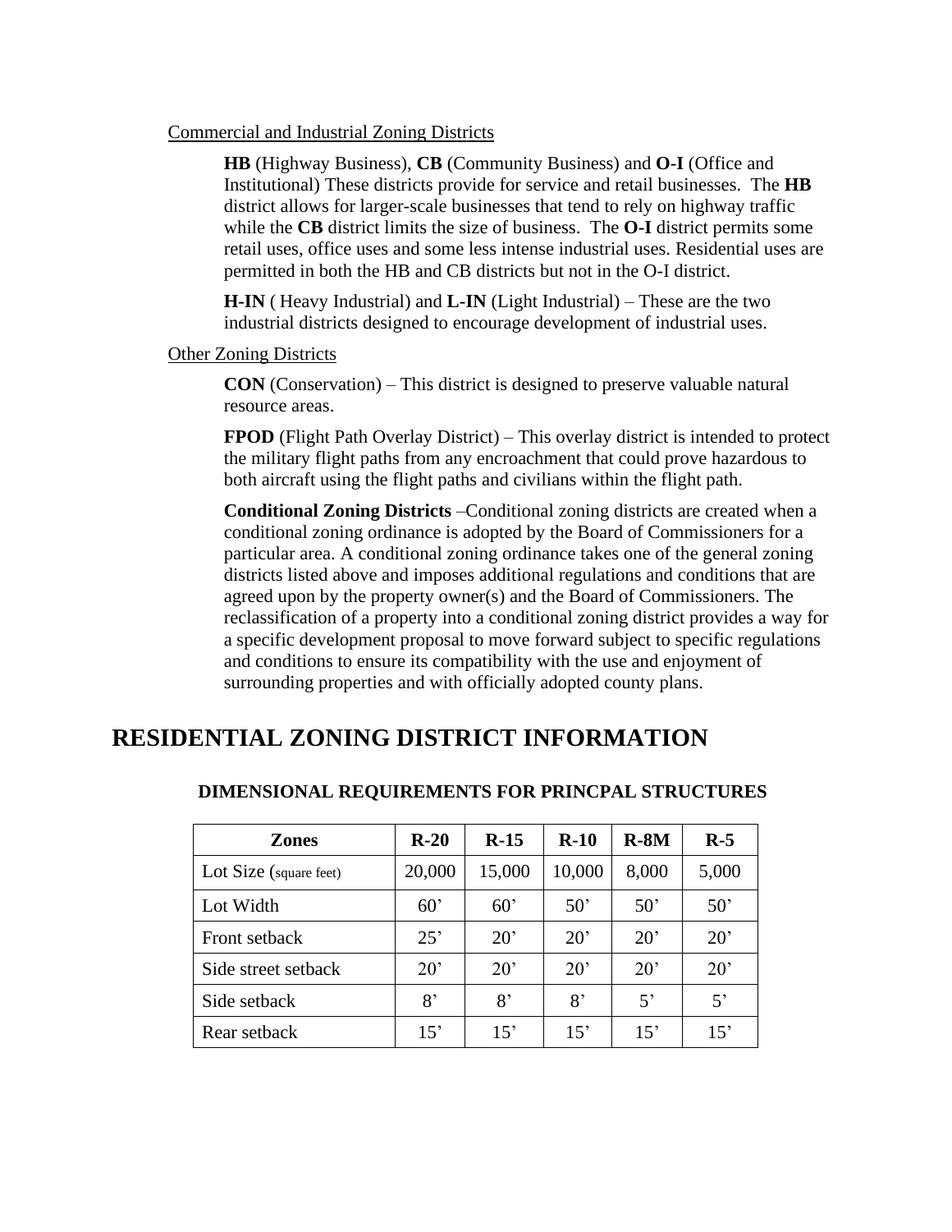Commercial and Industrial Zoning Districts

**HB** (Highway Business), **CB** (Community Business) and **O-I** (Office and Institutional) These districts provide for service and retail businesses. The **HB** district allows for larger-scale businesses that tend to rely on highway traffic while the **CB** district limits the size of business. The **O-I** district permits some retail uses, office uses and some less intense industrial uses. Residential uses are permitted in both the HB and CB districts but not in the O-I district.

**H-IN** ( Heavy Industrial) and **L-IN** (Light Industrial) – These are the two industrial districts designed to encourage development of industrial uses.

Other Zoning Districts

**CON** (Conservation) – This district is designed to preserve valuable natural resource areas.

**FPOD** (Flight Path Overlay District) – This overlay district is intended to protect the military flight paths from any encroachment that could prove hazardous to both aircraft using the flight paths and civilians within the flight path.

**Conditional Zoning Districts** –Conditional zoning districts are created when a conditional zoning ordinance is adopted by the Board of Commissioners for a particular area. A conditional zoning ordinance takes one of the general zoning districts listed above and imposes additional regulations and conditions that are agreed upon by the property owner(s) and the Board of Commissioners. The reclassification of a property into a conditional zoning district provides a way for a specific development proposal to move forward subject to specific regulations and conditions to ensure its compatibility with the use and enjoyment of surrounding properties and with officially adopted county plans.

# RESIDENTIAL ZONING DISTRICT INFORMATION

### DIMENSIONAL REQUIREMENTS FOR PRINCPAL STRUCTURES

| Zones | R-20 | R-15 | R-10 | R-8M | R-5 |
|---|---|---|---|---|---|
| Lot Size (square feet) | 20,000 | 15,000 | 10,000 | 8,000 | 5,000 |
| Lot Width | 60' | 60' | 50' | 50' | 50' |
| Front setback | 25' | 20' | 20' | 20' | 20' |
| Side street setback | 20' | 20' | 20' | 20' | 20' |
| Side setback | 8' | 8' | 8' | 5' | 5' |
| Rear setback | 15' | 15' | 15' | 15' | 15' |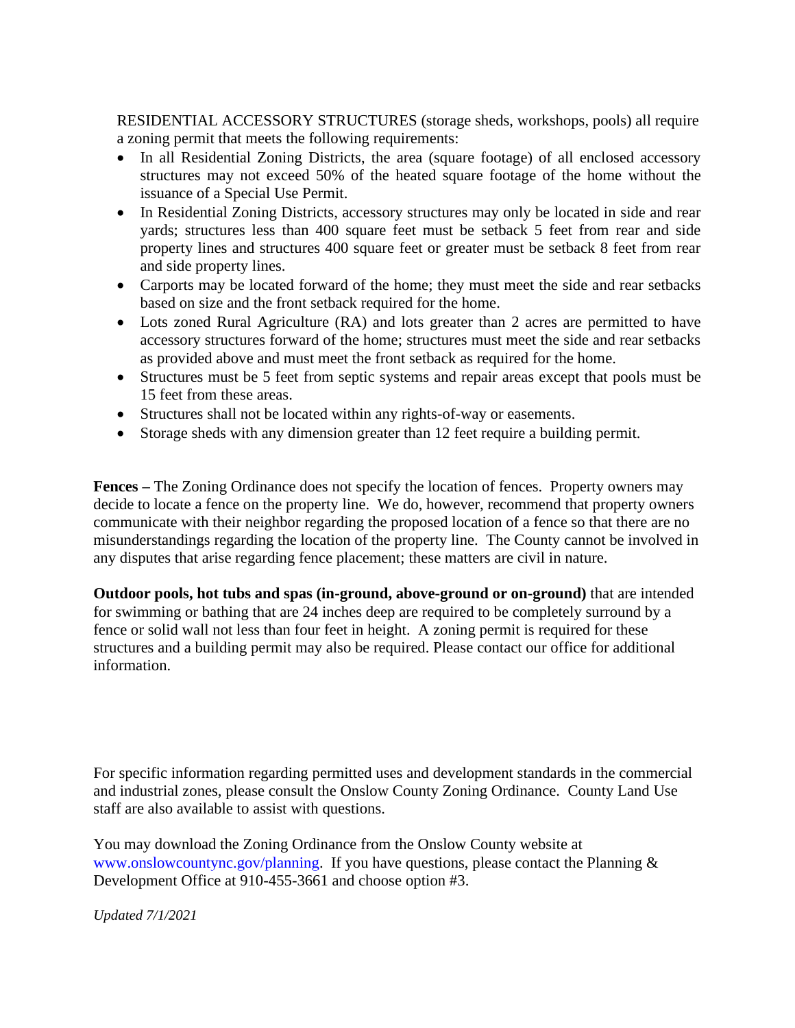RESIDENTIAL ACCESSORY STRUCTURES (storage sheds, workshops, pools) all require a zoning permit that meets the following requirements:

- In all Residential Zoning Districts, the area (square footage) of all enclosed accessory structures may not exceed 50% of the heated square footage of the home without the issuance of a Special Use Permit.
- In Residential Zoning Districts, accessory structures may only be located in side and rear yards; structures less than 400 square feet must be setback 5 feet from rear and side property lines and structures 400 square feet or greater must be setback 8 feet from rear and side property lines.
- Carports may be located forward of the home; they must meet the side and rear setbacks based on size and the front setback required for the home.
- Lots zoned Rural Agriculture (RA) and lots greater than 2 acres are permitted to have accessory structures forward of the home; structures must meet the side and rear setbacks as provided above and must meet the front setback as required for the home.
- Structures must be 5 feet from septic systems and repair areas except that pools must be 15 feet from these areas.
- Structures shall not be located within any rights-of-way or easements.
- Storage sheds with any dimension greater than 12 feet require a building permit.

**Fences –** The Zoning Ordinance does not specify the location of fences. Property owners may decide to locate a fence on the property line. We do, however, recommend that property owners communicate with their neighbor regarding the proposed location of a fence so that there are no misunderstandings regarding the location of the property line. The County cannot be involved in any disputes that arise regarding fence placement; these matters are civil in nature.

**Outdoor pools, hot tubs and spas (in-ground, above-ground or on-ground)** that are intended for swimming or bathing that are 24 inches deep are required to be completely surround by a fence or solid wall not less than four feet in height. A zoning permit is required for these structures and a building permit may also be required. Please contact our office for additional information.

For specific information regarding permitted uses and development standards in the commercial and industrial zones, please consult the Onslow County Zoning Ordinance. County Land Use staff are also available to assist with questions.

You may download the Zoning Ordinance from the Onslow County website at www.onslowcountync.gov/planning. If you have questions, please contact the Planning & Development Office at 910-455-3661 and choose option #3.

*Updated 7/1/2021*